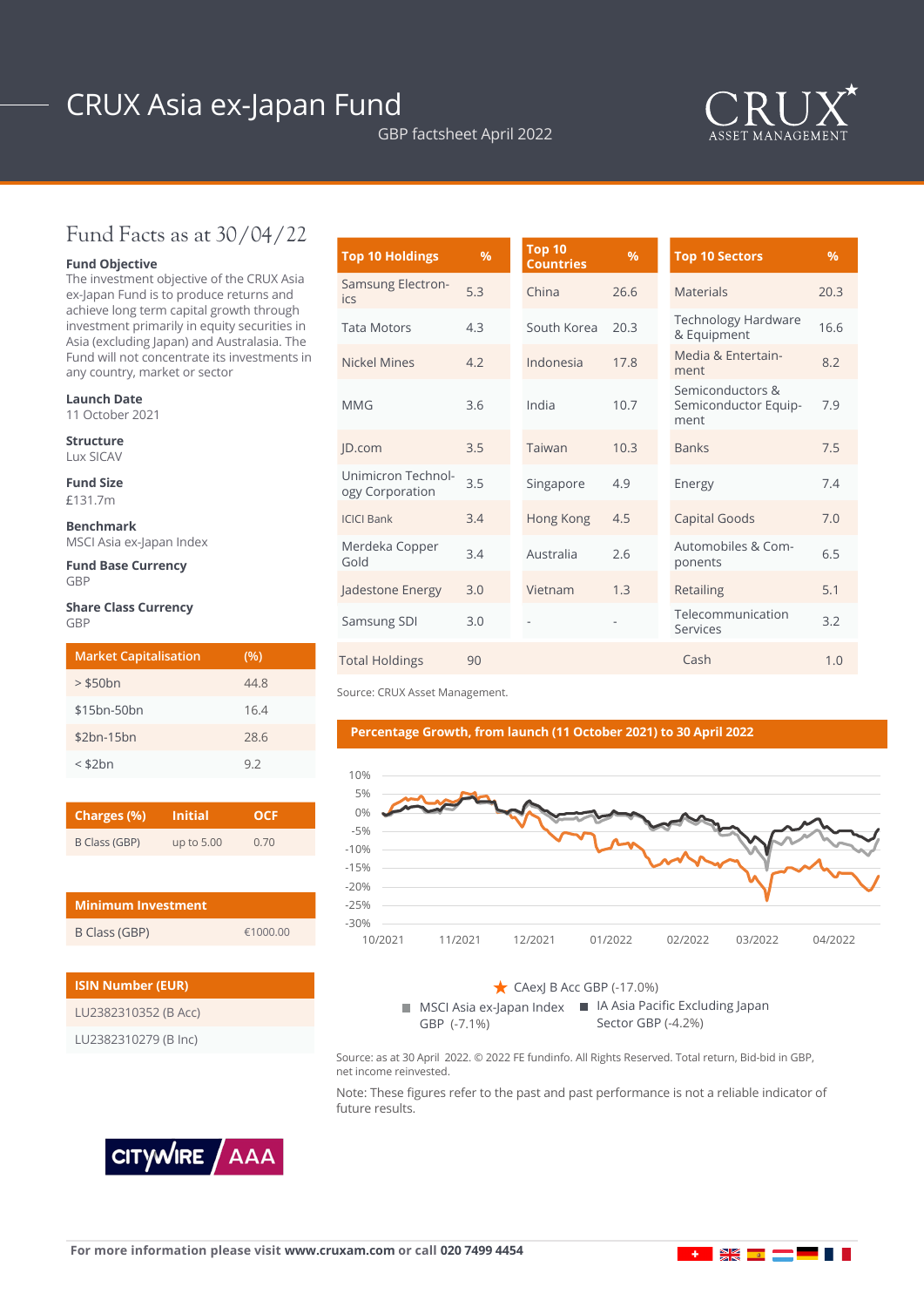# CRUX Asia ex-Japan Fund

GBP factsheet April 2022

CRUX ASSET MANAGEMENT

## Fund Facts as at 30/04/22

**Fund Objective**
The investment objective of the CRUX Asia ex-Japan Fund is to produce returns and achieve long term capital growth through investment primarily in equity securities in Asia (excluding Japan) and Australasia. The Fund will not concentrate its investments in any country, market or sector

**Launch Date**
11 October 2021

**Structure**
Lux SICAV

**Fund Size**
£131.7m

**Benchmark**
MSCI Asia ex-Japan Index

**Fund Base Currency**
GBP

**Share Class Currency**
GBP

| Market Capitalisation | (%) |
|---|---|
| > $50bn | 44.8 |
| $15bn-50bn | 16.4 |
| $2bn-15bn | 28.6 |
| < $2bn | 9.2 |

| Charges (%) | Initial | OCF |
|---|---|---|
| B Class (GBP) | up to 5.00 | 0.70 |

| Minimum Investment | |
|---|---|
| B Class (GBP) | €1000.00 |

| ISIN Number (EUR) |
|---|
| LU2382310352 (B Acc) |
| LU2382310279 (B Inc) |

| Top 10 Holdings | % | Top 10 Countries | % | Top 10 Sectors | % |
|---|---|---|---|---|---|
| Samsung Electronics | 5.3 | China | 26.6 | Materials | 20.3 |
| Tata Motors | 4.3 | South Korea | 20.3 | Technology Hardware & Equipment | 16.6 |
| Nickel Mines | 4.2 | Indonesia | 17.8 | Media & Entertainment | 8.2 |
| MMG | 3.6 | India | 10.7 | Semiconductors & Semiconductor Equipment | 7.9 |
| JD.com | 3.5 | Taiwan | 10.3 | Banks | 7.5 |
| Unimicron Technology Corporation | 3.5 | Singapore | 4.9 | Energy | 7.4 |
| ICICI Bank | 3.4 | Hong Kong | 4.5 | Capital Goods | 7.0 |
| Merdeka Copper Gold | 3.4 | Australia | 2.6 | Automobiles & Components | 6.5 |
| Jadestone Energy | 3.0 | Vietnam | 1.3 | Retailing | 5.1 |
| Samsung SDI | 3.0 | - | - | Telecommunication Services | 3.2 |
| Total Holdings | 90 | | | Cash | 1.0 |

Source: CRUX Asset Management.

**Percentage Growth, from launch (11 October 2021) to 30 April 2022**

★ CAexJ B Acc GBP (-17.0%)
■ MSCI Asia ex-Japan Index GBP (-7.1%)
■ IA Asia Pacific Excluding Japan Sector GBP (-4.2%)

Source: as at 30 April 2022. © 2022 FE fundinfo. All Rights Reserved. Total return, Bid-bid in GBP, net income reinvested.

Note: These figures refer to the past and past performance is not a reliable indicator of future results.

CITYWIRE AAA

For more information please visit **www.cruxam.com** or call **020 7499 4454**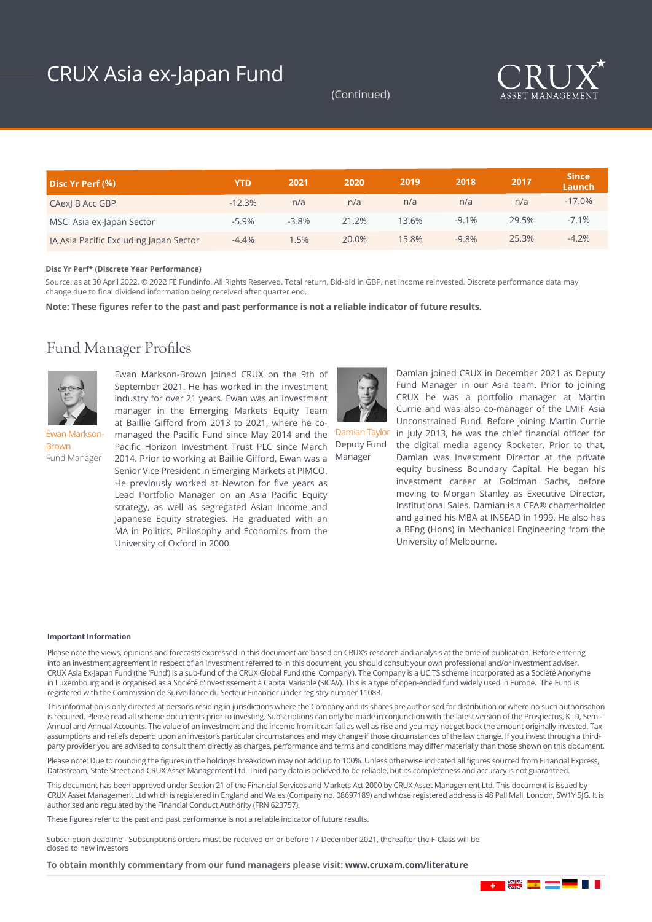# CRUX Asia ex-Japan Fund

(Continued)

| Disc Yr Perf (%) | YTD | 2021 | 2020 | 2019 | 2018 | 2017 | Since Launch |
|---|---|---|---|---|---|---|---|
| CAexJ B Acc GBP | -12.3% | n/a | n/a | n/a | n/a | n/a | -17.0% |
| MSCI Asia ex-Japan Sector | -5.9% | -3.8% | 21.2% | 13.6% | -9.1% | 29.5% | -7.1% |
| IA Asia Pacific Excluding Japan Sector | -4.4% | 1.5% | 20.0% | 15.8% | -9.8% | 25.3% | -4.2% |

**Disc Yr Perf* (Discrete Year Performance)**

Source: as at 30 April 2022. © 2022 FE Fundinfo. All Rights Reserved. Total return, Bid-bid in GBP, net income reinvested. Discrete performance data may change due to final dividend information being received after quarter end.

**Note: These figures refer to the past and past performance is not a reliable indicator of future results.**

## Fund Manager Profiles

Ewan Markson-Brown
Fund Manager

Ewan Markson-Brown joined CRUX on the 9th of September 2021. He has worked in the investment industry for over 21 years. Ewan was an investment manager in the Emerging Markets Equity Team at Baillie Gifford from 2013 to 2021, where he co-managed the Pacific Fund since May 2014 and the Pacific Horizon Investment Trust PLC since March 2014. Prior to working at Baillie Gifford, Ewan was a Senior Vice President in Emerging Markets at PIMCO. He previously worked at Newton for five years as Lead Portfolio Manager on an Asia Pacific Equity strategy, as well as segregated Asian Income and Japanese Equity strategies. He graduated with an MA in Politics, Philosophy and Economics from the University of Oxford in 2000.

Damian Taylor
Deputy Fund Manager

Damian joined CRUX in December 2021 as Deputy Fund Manager in our Asia team. Prior to joining CRUX he was a portfolio manager at Martin Currie and was also co-manager of the LMIF Asia Unconstrained Fund. Before joining Martin Currie in July 2013, he was the chief financial officer for the digital media agency Rocketer. Prior to that, Damian was Investment Director at the private equity business Boundary Capital. He began his investment career at Goldman Sachs, before moving to Morgan Stanley as Executive Director, Institutional Sales. Damian is a CFA® charterholder and gained his MBA at INSEAD in 1999. He also has a BEng (Hons) in Mechanical Engineering from the University of Melbourne.

**Important Information**

Please note the views, opinions and forecasts expressed in this document are based on CRUX's research and analysis at the time of publication. Before entering into an investment agreement in respect of an investment referred to in this document, you should consult your own professional and/or investment adviser. CRUX Asia Ex-Japan Fund (the 'Fund') is a sub-fund of the CRUX Global Fund (the 'Company'). The Company is a UCITS scheme incorporated as a Société Anonyme in Luxembourg and is organised as a Société d'investissement à Capital Variable (SICAV). This is a type of open-ended fund widely used in Europe. The Fund is registered with the Commission de Surveillance du Secteur Financier under registry number 11083.

This information is only directed at persons residing in jurisdictions where the Company and its shares are authorised for distribution or where no such authorisation is required. Please read all scheme documents prior to investing. Subscriptions can only be made in conjunction with the latest version of the Prospectus, KIID, Semi-Annual and Annual Accounts. The value of an investment and the income from it can fall as well as rise and you may not get back the amount originally invested. Tax assumptions and reliefs depend upon an investor's particular circumstances and may change if those circumstances of the law change. If you invest through a third-party provider you are advised to consult them directly as charges, performance and terms and conditions may differ materially than those shown on this document.

Please note: Due to rounding the figures in the holdings breakdown may not add up to 100%. Unless otherwise indicated all figures sourced from Financial Express, Datastream, State Street and CRUX Asset Management Ltd. Third party data is believed to be reliable, but its completeness and accuracy is not guaranteed.

This document has been approved under Section 21 of the Financial Services and Markets Act 2000 by CRUX Asset Management Ltd. This document is issued by CRUX Asset Management Ltd which is registered in England and Wales (Company no. 08697189) and whose registered address is 48 Pall Mall, London, SW1Y 5JG. It is authorised and regulated by the Financial Conduct Authority (FRN 623757).

These figures refer to the past and past performance is not a reliable indicator of future results.

Subscription deadline - Subscriptions orders must be received on or before 17 December 2021, thereafter the F-Class will be closed to new investors

**To obtain monthly commentary from our fund managers please visit: www.cruxam.com/literature**